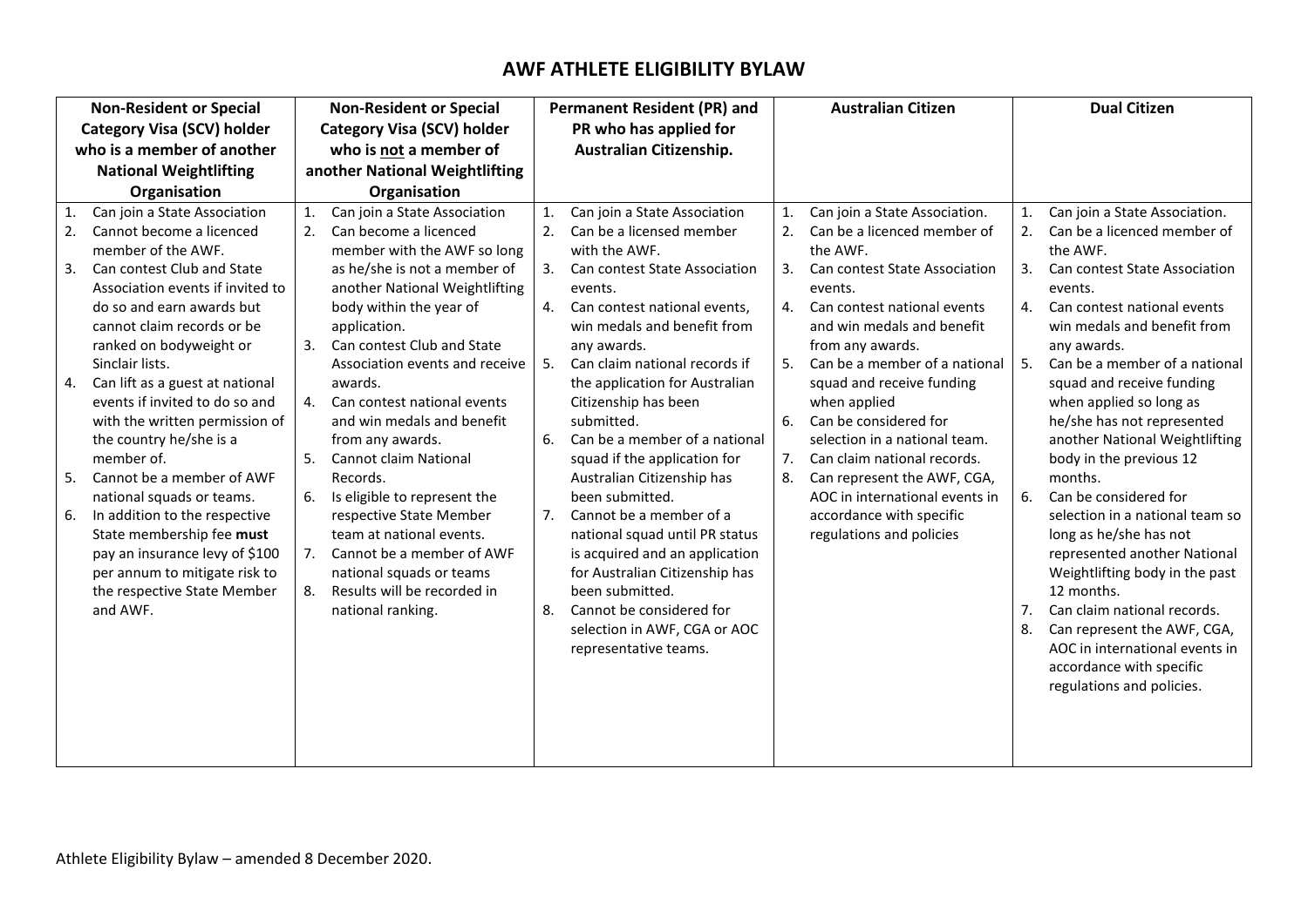# AWF ATHLETE ELIGIBILITY BYLAW

| Non-Resident or Special Category Visa (SCV) holder who is a member of another National Weightlifting Organisation | Non-Resident or Special Category Visa (SCV) holder who is <u>not</u> a member of another National Weightlifting Organisation | Permanent Resident (PR) and PR who has applied for Australian Citizenship. | Australian Citizen | Dual Citizen |
|---|---|---|---|---|
| 1. Can join a State Association<br>2. Cannot become a licenced member of the AWF.<br>3. Can contest Club and State Association events if invited to do so and earn awards but cannot claim records or be ranked on bodyweight or Sinclair lists.<br>4. Can lift as a guest at national events if invited to do so and with the written permission of the country he/she is a member of.<br>5. Cannot be a member of AWF national squads or teams.<br>6. In addition to the respective State membership fee **must** pay an insurance levy of $100 per annum to mitigate risk to the respective State Member and AWF. | 1. Can join a State Association<br>2. Can become a licenced member with the AWF so long as he/she is not a member of another National Weightlifting body within the year of application.<br>3. Can contest Club and State Association events and receive awards.<br>4. Can contest national events and win medals and benefit from any awards.<br>5. Cannot claim National Records.<br>6. Is eligible to represent the respective State Member team at national events.<br>7. Cannot be a member of AWF national squads or teams<br>8. Results will be recorded in national ranking. | 1. Can join a State Association<br>2. Can be a licensed member with the AWF.<br>3. Can contest State Association events.<br>4. Can contest national events, win medals and benefit from any awards.<br>5. Can claim national records if the application for Australian Citizenship has been submitted.<br>6. Can be a member of a national squad if the application for Australian Citizenship has been submitted.<br>7. Cannot be a member of a national squad until PR status is acquired and an application for Australian Citizenship has been submitted.<br>8. Cannot be considered for selection in AWF, CGA or AOC representative teams. | 1. Can join a State Association.<br>2. Can be a licenced member of the AWF.<br>3. Can contest State Association events.<br>4. Can contest national events and win medals and benefit from any awards.<br>5. Can be a member of a national squad and receive funding when applied<br>6. Can be considered for selection in a national team.<br>7. Can claim national records.<br>8. Can represent the AWF, CGA, AOC in international events in accordance with specific regulations and policies | 1. Can join a State Association.<br>2. Can be a licenced member of the AWF.<br>3. Can contest State Association events.<br>4. Can contest national events win medals and benefit from any awards.<br>5. Can be a member of a national squad and receive funding when applied so long as he/she has not represented another National Weightlifting body in the previous 12 months.<br>6. Can be considered for selection in a national team so long as he/she has not represented another National Weightlifting body in the past 12 months.<br>7. Can claim national records.<br>8. Can represent the AWF, CGA, AOC in international events in accordance with specific regulations and policies. |

Athlete Eligibility Bylaw – amended 8 December 2020.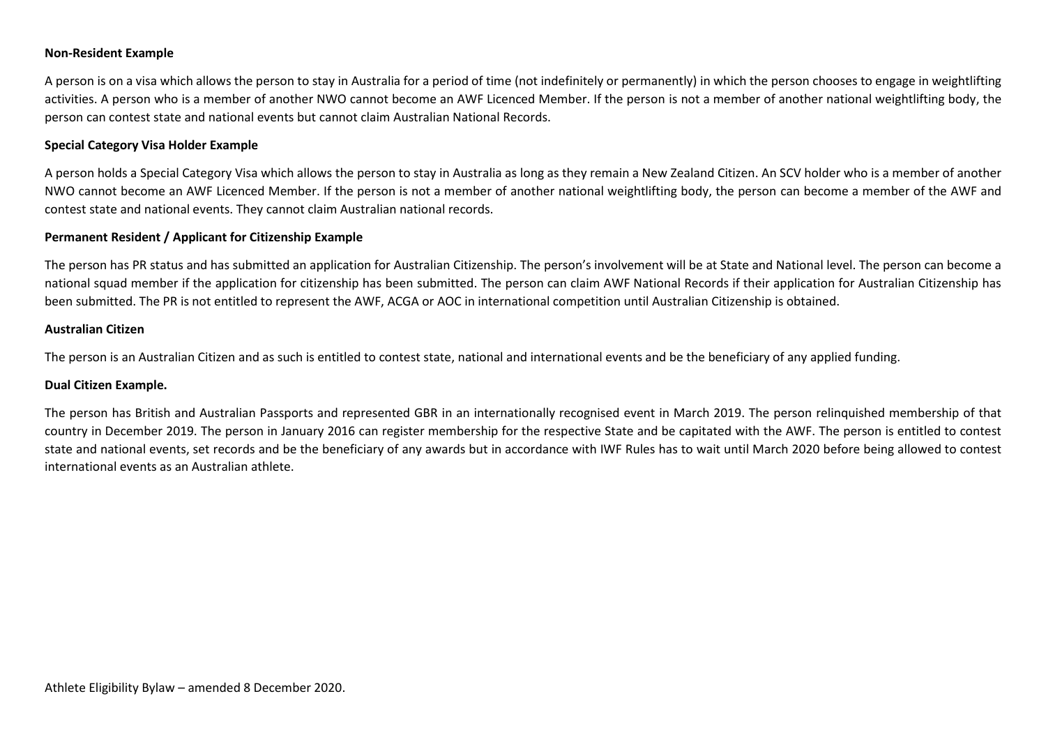**Non-Resident Example**

A person is on a visa which allows the person to stay in Australia for a period of time (not indefinitely or permanently) in which the person chooses to engage in weightlifting activities. A person who is a member of another NWO cannot become an AWF Licenced Member. If the person is not a member of another national weightlifting body, the person can contest state and national events but cannot claim Australian National Records.

**Special Category Visa Holder Example**

A person holds a Special Category Visa which allows the person to stay in Australia as long as they remain a New Zealand Citizen. An SCV holder who is a member of another NWO cannot become an AWF Licenced Member. If the person is not a member of another national weightlifting body, the person can become a member of the AWF and contest state and national events. They cannot claim Australian national records.

**Permanent Resident / Applicant for Citizenship Example**

The person has PR status and has submitted an application for Australian Citizenship. The person's involvement will be at State and National level. The person can become a national squad member if the application for citizenship has been submitted. The person can claim AWF National Records if their application for Australian Citizenship has been submitted. The PR is not entitled to represent the AWF, ACGA or AOC in international competition until Australian Citizenship is obtained.

**Australian Citizen**

The person is an Australian Citizen and as such is entitled to contest state, national and international events and be the beneficiary of any applied funding.

**Dual Citizen Example.**

The person has British and Australian Passports and represented GBR in an internationally recognised event in March 2019. The person relinquished membership of that country in December 2019. The person in January 2016 can register membership for the respective State and be capitated with the AWF. The person is entitled to contest state and national events, set records and be the beneficiary of any awards but in accordance with IWF Rules has to wait until March 2020 before being allowed to contest international events as an Australian athlete.

Athlete Eligibility Bylaw – amended 8 December 2020.